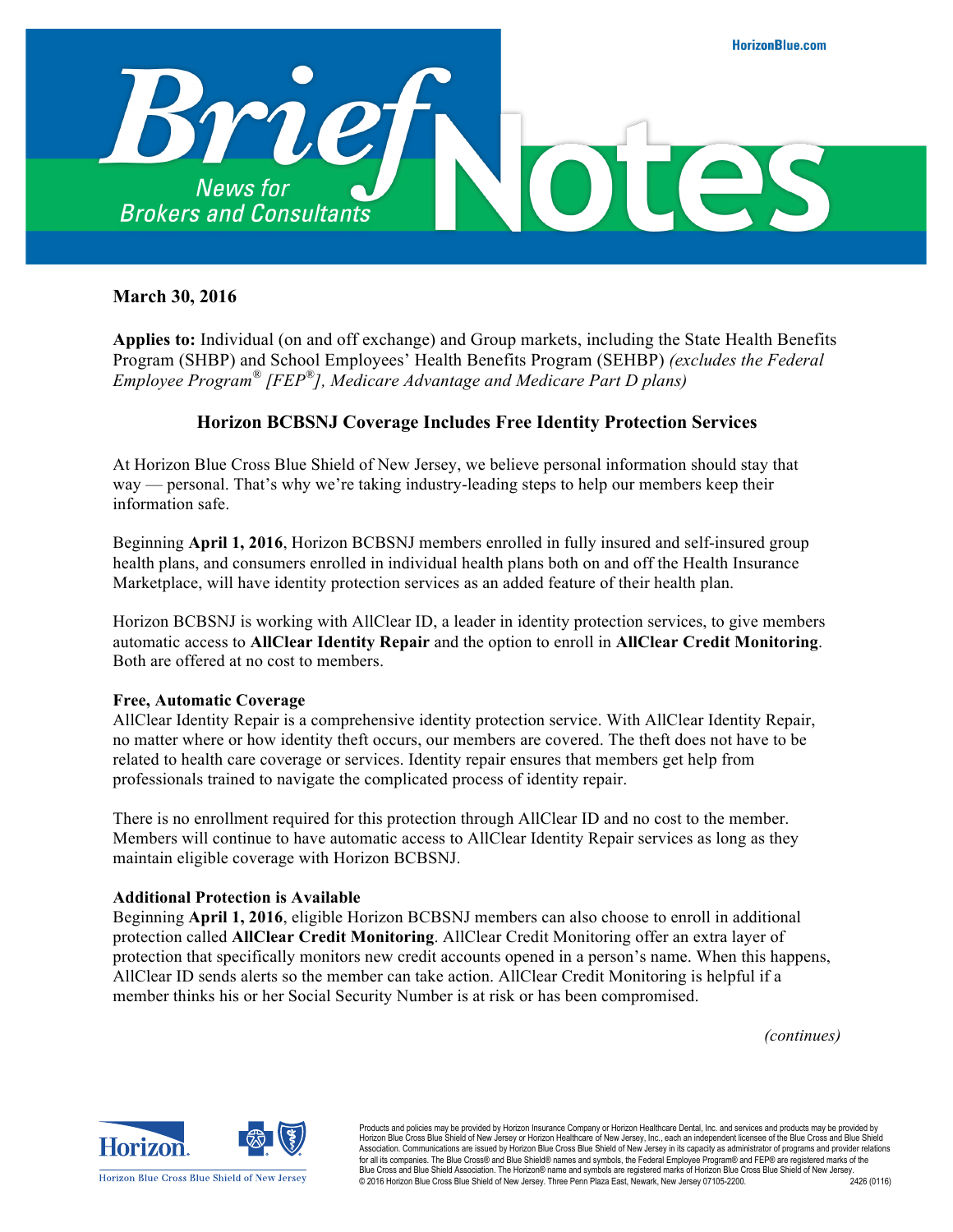# Brief Notes

News for Brokers and Consultants

HorizonBlue.com

**March 30, 2016**

**Applies to:** Individual (on and off exchange) and Group markets, including the State Health Benefits Program (SHBP) and School Employees' Health Benefits Program (SEHBP) *(excludes the Federal Employee Program® [FEP®], Medicare Advantage and Medicare Part D plans)*

## Horizon BCBSNJ Coverage Includes Free Identity Protection Services

At Horizon Blue Cross Blue Shield of New Jersey, we believe personal information should stay that way — personal. That's why we're taking industry-leading steps to help our members keep their information safe.

Beginning **April 1, 2016**, Horizon BCBSNJ members enrolled in fully insured and self-insured group health plans, and consumers enrolled in individual health plans both on and off the Health Insurance Marketplace, will have identity protection services as an added feature of their health plan.

Horizon BCBSNJ is working with AllClear ID, a leader in identity protection services, to give members automatic access to **AllClear Identity Repair** and the option to enroll in **AllClear Credit Monitoring**. Both are offered at no cost to members.

**Free, Automatic Coverage**

AllClear Identity Repair is a comprehensive identity protection service. With AllClear Identity Repair, no matter where or how identity theft occurs, our members are covered. The theft does not have to be related to health care coverage or services. Identity repair ensures that members get help from professionals trained to navigate the complicated process of identity repair.

There is no enrollment required for this protection through AllClear ID and no cost to the member. Members will continue to have automatic access to AllClear Identity Repair services as long as they maintain eligible coverage with Horizon BCBSNJ.

**Additional Protection is Available**

Beginning **April 1, 2016**, eligible Horizon BCBSNJ members can also choose to enroll in additional protection called **AllClear Credit Monitoring**. AllClear Credit Monitoring offer an extra layer of protection that specifically monitors new credit accounts opened in a person's name. When this happens, AllClear ID sends alerts so the member can take action. AllClear Credit Monitoring is helpful if a member thinks his or her Social Security Number is at risk or has been compromised.

*(continues)*

Horizon Blue Cross Blue Shield of New Jersey

Products and policies may be provided by Horizon Insurance Company or Horizon Healthcare Dental, Inc. and services and products may be provided by Horizon Blue Cross Blue Shield of New Jersey or Horizon Healthcare of New Jersey, Inc., each an independent licensee of the Blue Cross and Blue Shield Association. Communications are issued by Horizon Blue Cross Blue Shield of New Jersey in its capacity as administrator of programs and provider relations for all its companies. The Blue Cross® and Blue Shield® names and symbols, the Federal Employee Program® and FEP® are registered marks of the Blue Cross and Blue Shield Association. The Horizon® name and symbols are registered marks of Horizon Blue Cross Blue Shield of New Jersey. © 2016 Horizon Blue Cross Blue Shield of New Jersey. Three Penn Plaza East, Newark, New Jersey 07105-2200. 2426 (0116)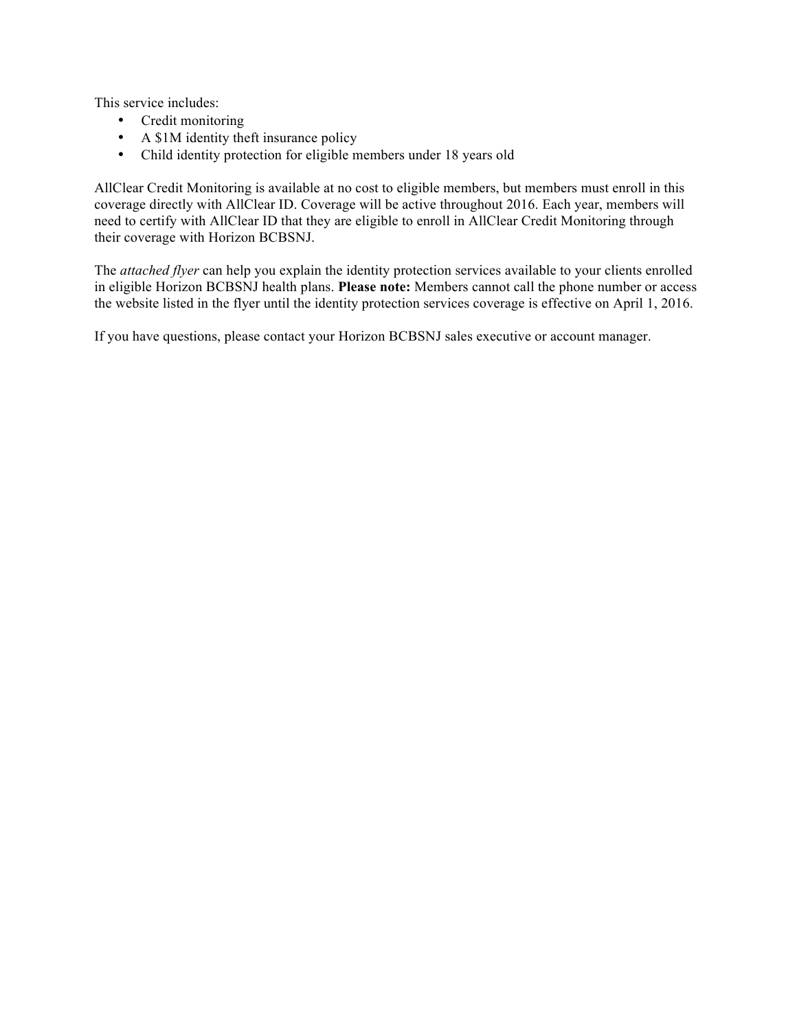This service includes:

- Credit monitoring
- A $1M identity theft insurance policy
- Child identity protection for eligible members under 18 years old

AllClear Credit Monitoring is available at no cost to eligible members, but members must enroll in this coverage directly with AllClear ID. Coverage will be active throughout 2016. Each year, members will need to certify with AllClear ID that they are eligible to enroll in AllClear Credit Monitoring through their coverage with Horizon BCBSNJ.

The *attached flyer* can help you explain the identity protection services available to your clients enrolled in eligible Horizon BCBSNJ health plans. **Please note:** Members cannot call the phone number or access the website listed in the flyer until the identity protection services coverage is effective on April 1, 2016.

If you have questions, please contact your Horizon BCBSNJ sales executive or account manager.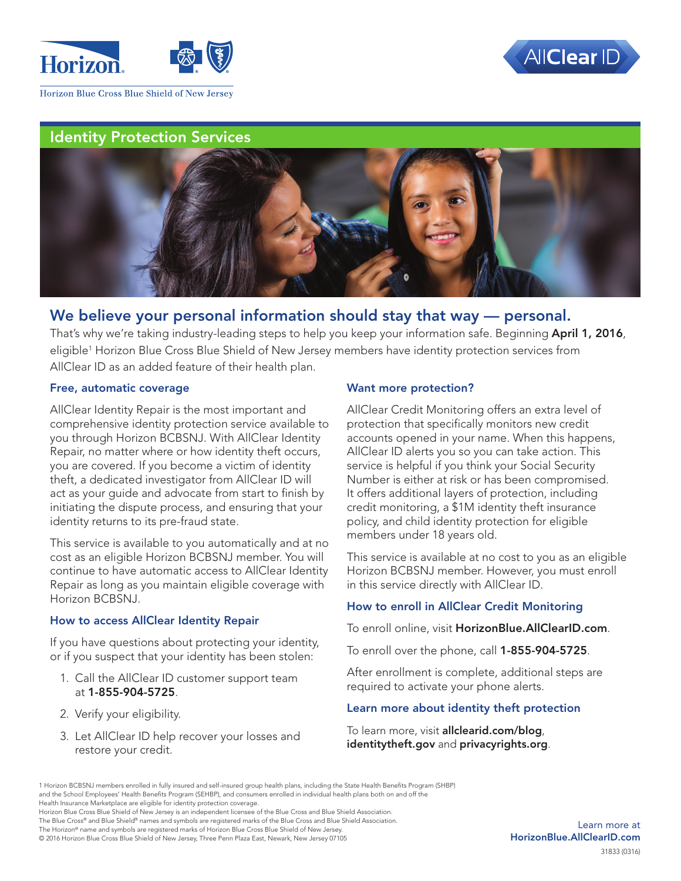Horizon Blue Cross Blue Shield of New Jersey

AllClear ID

## Identity Protection Services

# We believe your personal information should stay that way — personal.

That's why we're taking industry-leading steps to help you keep your information safe. Beginning **April 1, 2016**, eligible[1] Horizon Blue Cross Blue Shield of New Jersey members have identity protection services from AllClear ID as an added feature of their health plan.

### Free, automatic coverage

AllClear Identity Repair is the most important and comprehensive identity protection service available to you through Horizon BCBSNJ. With AllClear Identity Repair, no matter where or how identity theft occurs, you are covered. If you become a victim of identity theft, a dedicated investigator from AllClear ID will act as your guide and advocate from start to finish by initiating the dispute process, and ensuring that your identity returns to its pre-fraud state.

This service is available to you automatically and at no cost as an eligible Horizon BCBSNJ member. You will continue to have automatic access to AllClear Identity Repair as long as you maintain eligible coverage with Horizon BCBSNJ.

### How to access AllClear Identity Repair

If you have questions about protecting your identity, or if you suspect that your identity has been stolen:

1. Call the AllClear ID customer support team at **1-855-904-5725**.
2. Verify your eligibility.
3. Let AllClear ID help recover your losses and restore your credit.

### Want more protection?

AllClear Credit Monitoring offers an extra level of protection that specifically monitors new credit accounts opened in your name. When this happens, AllClear ID alerts you so you can take action. This service is helpful if you think your Social Security Number is either at risk or has been compromised. It offers additional layers of protection, including credit monitoring, a $1M identity theft insurance policy, and child identity protection for eligible members under 18 years old.

This service is available at no cost to you as an eligible Horizon BCBSNJ member. However, you must enroll in this service directly with AllClear ID.

### How to enroll in AllClear Credit Monitoring

To enroll online, visit **HorizonBlue.AllClearID.com**.

To enroll over the phone, call **1-855-904-5725**.

After enrollment is complete, additional steps are required to activate your phone alerts.

### Learn more about identity theft protection

To learn more, visit **allclearid.com/blog**, **identitytheft.gov** and **privacyrights.org**.

1 Horizon BCBSNJ members enrolled in fully insured and self-insured group health plans, including the State Health Benefits Program (SHBP) and the School Employees' Health Benefits Program (SEHBP), and consumers enrolled in individual health plans both on and off the Health Insurance Marketplace are eligible for identity protection coverage.

Horizon Blue Cross Blue Shield of New Jersey is an independent licensee of the Blue Cross and Blue Shield Association.
The Blue Cross® and Blue Shield® names and symbols are registered marks of the Blue Cross and Blue Shield Association.
The Horizon® name and symbols are registered marks of Horizon Blue Cross Blue Shield of New Jersey.
© 2016 Horizon Blue Cross Blue Shield of New Jersey, Three Penn Plaza East, Newark, New Jersey 07105

Learn more at
**HorizonBlue.AllClearID.com**

31833 (0316)